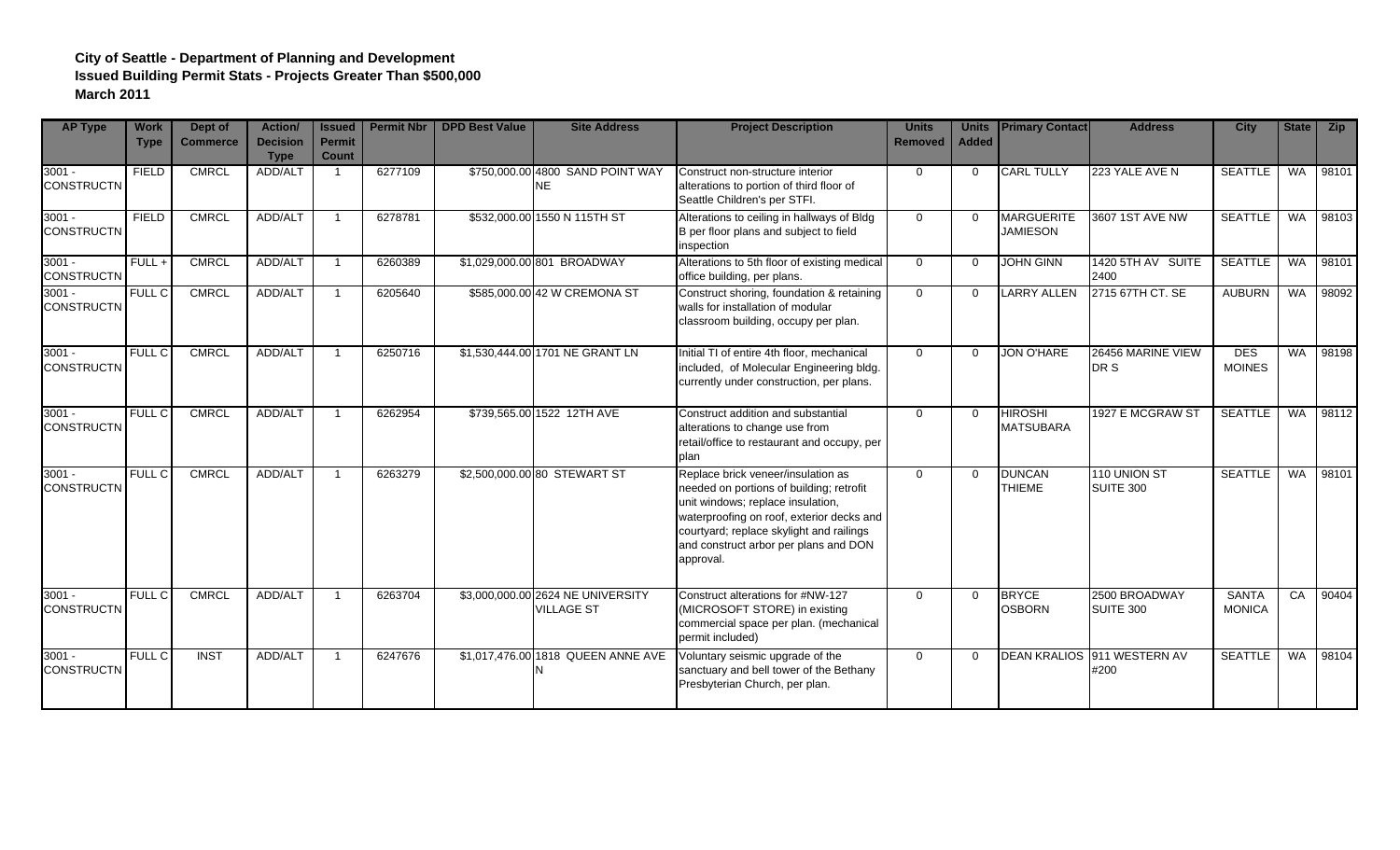**City of Seattle - Department of Planning and Development**
**Issued Building Permit Stats - Projects Greater Than $500,000**
**March 2011**

| AP Type | Work Type | Dept of Commerce | Action/ Decision Type | Issued Permit Count | Permit Nbr | DPD Best Value | Site Address | Project Description | Units Removed | Units Added | Primary Contact | Address | City | State | Zip |
|---|---|---|---|---|---|---|---|---|---|---|---|---|---|---|---|
| 3001 - CONSTRUCTN | FIELD | CMRCL | ADD/ALT | 1 | 6277109 | $750,000.00 | 4800 SAND POINT WAY NE | Construct non-structure interior alterations to portion of third floor of Seattle Children's per STFI. | 0 | 0 | CARL TULLY | 223 YALE AVE N | SEATTLE | WA | 98101 |
| 3001 - CONSTRUCTN | FIELD | CMRCL | ADD/ALT | 1 | 6278781 | $532,000.00 | 1550 N 115TH ST | Alterations to ceiling in hallways of Bldg B per floor plans and subject to field inspection | 0 | 0 | MARGUERITE JAMIESON | 3607 1ST AVE NW | SEATTLE | WA | 98103 |
| 3001 - CONSTRUCTN | FULL + | CMRCL | ADD/ALT | 1 | 6260389 | $1,029,000.00 | 801 BROADWAY | Alterations to 5th floor of existing medical office building, per plans. | 0 | 0 | JOHN GINN | 1420 5TH AV SUITE 2400 | SEATTLE | WA | 98101 |
| 3001 - CONSTRUCTN | FULL C | CMRCL | ADD/ALT | 1 | 6205640 | $585,000.00 | 42 W CREMONA ST | Construct shoring, foundation & retaining walls for installation of modular classroom building, occupy per plan. | 0 | 0 | LARRY ALLEN | 2715 67TH CT. SE | AUBURN | WA | 98092 |
| 3001 - CONSTRUCTN | FULL C | CMRCL | ADD/ALT | 1 | 6250716 | $1,530,444.00 | 1701 NE GRANT LN | Initial TI of entire 4th floor, mechanical included, of Molecular Engineering bldg. currently under construction, per plans. | 0 | 0 | JON O'HARE | 26456 MARINE VIEW DR S | DES MOINES | WA | 98198 |
| 3001 - CONSTRUCTN | FULL C | CMRCL | ADD/ALT | 1 | 6262954 | $739,565.00 | 1522 12TH AVE | Construct addition and substantial alterations to change use from retail/office to restaurant and occupy, per plan | 0 | 0 | HIROSHI MATSUBARA | 1927 E MCGRAW ST | SEATTLE | WA | 98112 |
| 3001 - CONSTRUCTN | FULL C | CMRCL | ADD/ALT | 1 | 6263279 | $2,500,000.00 | 80 STEWART ST | Replace brick veneer/insulation as needed on portions of building; retrofit unit windows; replace insulation, waterproofing on roof, exterior decks and courtyard; replace skylight and railings and construct arbor per plans and DON approval. | 0 | 0 | DUNCAN THIEME | 110 UNION ST SUITE 300 | SEATTLE | WA | 98101 |
| 3001 - CONSTRUCTN | FULL C | CMRCL | ADD/ALT | 1 | 6263704 | $3,000,000.00 | 2624 NE UNIVERSITY VILLAGE ST | Construct alterations for #NW-127 (MICROSOFT STORE) in existing commercial space per plan. (mechanical permit included) | 0 | 0 | BRYCE OSBORN | 2500 BROADWAY SUITE 300 | SANTA MONICA | CA | 90404 |
| 3001 - CONSTRUCTN | FULL C | INST | ADD/ALT | 1 | 6247676 | $1,017,476.00 | 1818 QUEEN ANNE AVE N | Voluntary seismic upgrade of the sanctuary and bell tower of the Bethany Presbyterian Church, per plan. | 0 | 0 | DEAN KRALIOS | 911 WESTERN AV #200 | SEATTLE | WA | 98104 |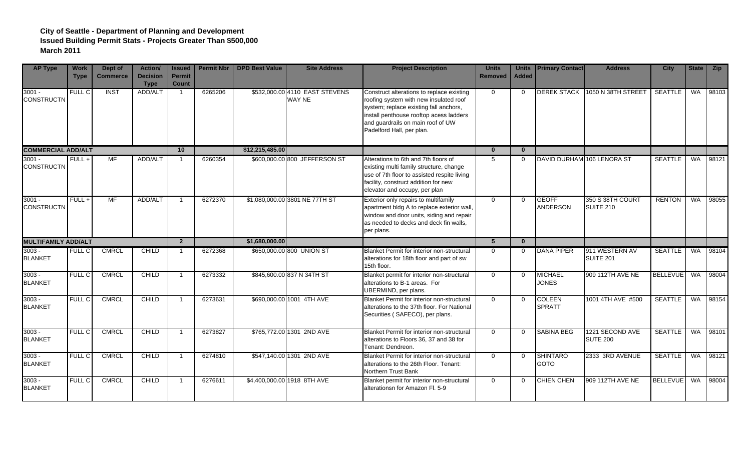**City of Seattle - Department of Planning and Development**
**Issued Building Permit Stats - Projects Greater Than $500,000**
**March 2011**

| AP Type | Work Type | Dept of Commerce | Action/ Decision Type | Issued Permit Count | Permit Nbr | DPD Best Value | Site Address | Project Description | Units Removed | Units Added | Primary Contact | Address | City | State | Zip |
|---|---|---|---|---|---|---|---|---|---|---|---|---|---|---|---|
| 3001 - CONSTRUCTN | FULL C | INST | ADD/ALT | 1 | 6265206 | $532,000.00 | 4110 EAST STEVENS WAY NE | Construct alterations to replace existing roofing system with new insulated roof system; replace existing fall anchors, install penthouse rooftop acess ladders and guardrails on main roof of UW Padelford Hall, per plan. | 0 | 0 | DEREK STACK | 1050 N 38TH STREET | SEATTLE | WA | 98103 |
| **COMMERCIAL ADD/ALT** | | | | **10** | | **$12,215,485.00** | | | **0** | **0** | | | | | |
| 3001 - CONSTRUCTN | FULL + | MF | ADD/ALT | 1 | 6260354 | $600,000.00 | 800 JEFFERSON ST | Alterations to 6th and 7th floors of existing multi family structure, change use of 7th floor to assisted respite living facility, construct addition for new elevator and occupy, per plan | 5 | 0 | DAVID DURHAM | 106 LENORA ST | SEATTLE | WA | 98121 |
| 3001 - CONSTRUCTN | FULL + | MF | ADD/ALT | 1 | 6272370 | $1,080,000.00 | 3801 NE 77TH ST | Exterior only repairs to multifamily apartment bldg A to replace exterior wall, window and door units, siding and repair as needed to decks and deck fin walls, per plans. | 0 | 0 | GEOFF ANDERSON | 350 S 38TH COURT SUITE 210 | RENTON | WA | 98055 |
| **MULTIFAMILY ADD/ALT** | | | | **2** | | **$1,680,000.00** | | | **5** | **0** | | | | | |
| 3003 - BLANKET | FULL C | CMRCL | CHILD | 1 | 6272368 | $650,000.00 | 800 UNION ST | Blanket Permit for interior non-structural alterations for 18th floor and part of sw 15th floor. | 0 | 0 | DANA PIPER | 911 WESTERN AV SUITE 201 | SEATTLE | WA | 98104 |
| 3003 - BLANKET | FULL C | CMRCL | CHILD | 1 | 6273332 | $845,600.00 | 837 N 34TH ST | Blanket permit for interior non-structural alterations to B-1 areas. For UBERMIND, per plans. | 0 | 0 | MICHAEL JONES | 909 112TH AVE NE | BELLEVUE | WA | 98004 |
| 3003 - BLANKET | FULL C | CMRCL | CHILD | 1 | 6273631 | $690,000.00 | 1001 4TH AVE | Blanket Permit for interior non-structural alterations to the 37th floor. For National Securities ( SAFECO), per plans. | 0 | 0 | COLEEN SPRATT | 1001 4TH AVE #500 | SEATTLE | WA | 98154 |
| 3003 - BLANKET | FULL C | CMRCL | CHILD | 1 | 6273827 | $765,772.00 | 1301 2ND AVE | Blanket Permit for interior non-structural alterations to Floors 36, 37 and 38 for Tenant: Dendreon. | 0 | 0 | SABINA BEG | 1221 SECOND AVE SUITE 200 | SEATTLE | WA | 98101 |
| 3003 - BLANKET | FULL C | CMRCL | CHILD | 1 | 6274810 | $547,140.00 | 1301 2ND AVE | Blanket Permit for interior non-structural alterations to the 26th Floor. Tenant: Northern Trust Bank | 0 | 0 | SHINTARO GOTO | 2333 3RD AVENUE | SEATTLE | WA | 98121 |
| 3003 - BLANKET | FULL C | CMRCL | CHILD | 1 | 6276611 | $4,400,000.00 | 1918 8TH AVE | Blanket permit for interior non-structural alterationsn for Amazon Fl. 5-9 | 0 | 0 | CHIEN CHEN | 909 112TH AVE NE | BELLEVUE | WA | 98004 |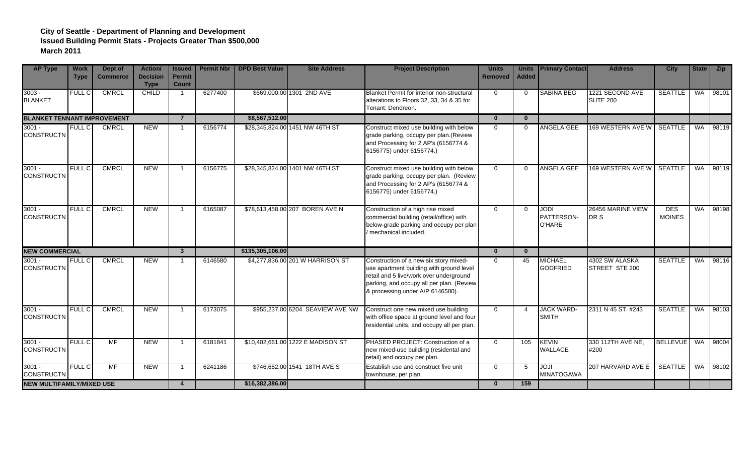**City of Seattle - Department of Planning and Development**
**Issued Building Permit Stats - Projects Greater Than $500,000**
**March 2011**

| AP Type | Work Type | Dept of Commerce | Action/ Decision Type | Issued Permit Count | Permit Nbr | DPD Best Value | Site Address | Project Description | Units Removed | Units Added | Primary Contact | Address | City | State | Zip |
|---|---|---|---|---|---|---|---|---|---|---|---|---|---|---|---|
| 3003 - BLANKET | FULL C | CMRCL | CHILD | 1 | 6277400 | $669,000.00 | 1301 2ND AVE | Blanket Permit for interior non-structural alterations to Floors 32, 33, 34 & 35 for Tenant: Dendreon. | 0 | 0 | SABINA BEG | 1221 SECOND AVE SUTE 200 | SEATTLE | WA | 98101 |
| **BLANKET TENNANT IMPROVEMENT** | | | | **7** | | **$8,567,512.00** | | | **0** | **0** | | | | | |
| 3001 - CONSTRUCTN | FULL C | CMRCL | NEW | 1 | 6156774 | $28,345,824.00 | 1451 NW 46TH ST | Construct mixed use building with below grade parking, occupy per plan.(Review and Processing for 2 AP's (6156774 & 6156775) under 6156774.) | 0 | 0 | ANGELA GEE | 169 WESTERN AVE W | SEATTLE | WA | 98119 |
| 3001 - CONSTRUCTN | FULL C | CMRCL | NEW | 1 | 6156775 | $28,345,824.00 | 1401 NW 46TH ST | Construct mixed use building with below grade parking, occupy per plan. (Review and Processing for 2 AP's (6156774 & 6156775) under 6156774.) | 0 | 0 | ANGELA GEE | 169 WESTERN AVE W | SEATTLE | WA | 98119 |
| 3001 - CONSTRUCTN | FULL C | CMRCL | NEW | 1 | 6165087 | $78,613,458.00 | 207 BOREN AVE N | Construction of a high rise mixed commercial building (retail/office) with below-grade parking and occupy per plan / mechanical included. | 0 | 0 | JODI PATTERSON-O'HARE | 26456 MARINE VIEW DR S | DES MOINES | WA | 98198 |
| **NEW COMMERCIAL** | | | | **3** | | **$135,305,106.00** | | | **0** | **0** | | | | | |
| 3001 - CONSTRUCTN | FULL C | CMRCL | NEW | 1 | 6146580 | $4,277,836.00 | 201 W HARRISON ST | Construction of a new six story mixed-use apartment building with ground level retail and 5 live/work over underground parking, and occupy all per plan. (Review & processing under A/P 6146580). | 0 | 45 | MICHAEL GODFRIED | 4302 SW ALASKA STREET STE 200 | SEATTLE | WA | 98116 |
| 3001 - CONSTRUCTN | FULL C | CMRCL | NEW | 1 | 6173075 | $955,237.00 | 6204 SEAVIEW AVE NW | Construct one new mixed use building with office space at ground level and four residential units, and occupy all per plan. | 0 | 4 | JACK WARD-SMITH | 2311 N 45 ST. #243 | SEATTLE | WA | 98103 |
| 3001 - CONSTRUCTN | FULL C | MF | NEW | 1 | 6181841 | $10,402,661.00 | 1222 E MADISON ST | PHASED PROJECT: Construction of a new mixed-use building (residental and retail) and occupy per plan. | 0 | 105 | KEVIN WALLACE | 330 112TH AVE NE, #200 | BELLEVUE | WA | 98004 |
| 3001 - CONSTRUCTN | FULL C | MF | NEW | 1 | 6241186 | $746,652.00 | 1541 18TH AVE S | Establish use and construct five unit townhouse, per plan. | 0 | 5 | JOJI MINATOGAWA | 207 HARVARD AVE E | SEATTLE | WA | 98102 |
| **NEW MULTIFAMILY/MIXED USE** | | | | **4** | | **$16,382,386.00** | | | **0** | **159** | | | | | |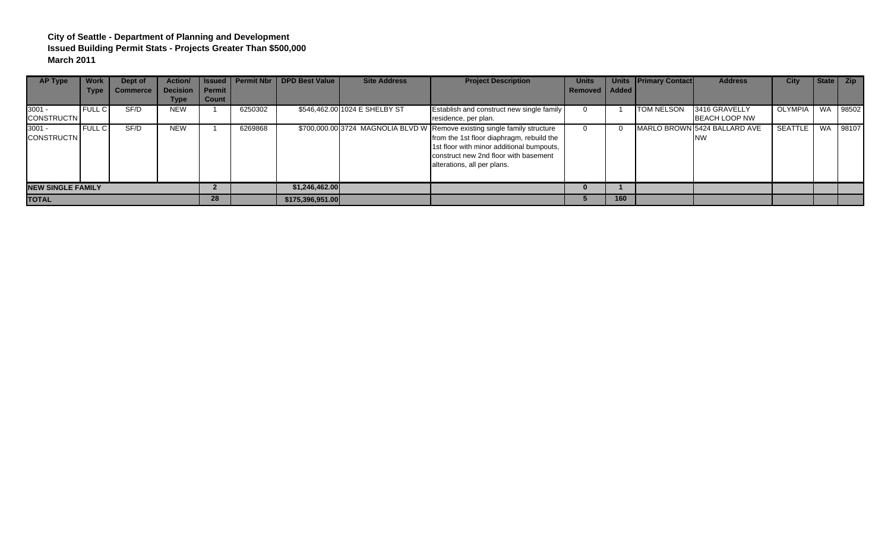**City of Seattle - Department of Planning and Development**
**Issued Building Permit Stats - Projects Greater Than $500,000**
**March 2011**

| AP Type | Work Type | Dept of Commerce | Action/ Decision Type | Issued Permit Count | Permit Nbr | DPD Best Value | Site Address | Project Description | Units Removed | Units Added | Primary Contact | Address | City | State | Zip |
|---|---|---|---|---|---|---|---|---|---|---|---|---|---|---|---|
| 3001 - CONSTRUCTN | FULL C | SF/D | NEW | 1 | 6250302 | $546,462.00 | 1024 E SHELBY ST | Establish and construct new single family residence, per plan. | 0 | 1 | TOM NELSON | 3416 GRAVELLY BEACH LOOP NW | OLYMPIA | WA | 98502 |
| 3001 - CONSTRUCTN | FULL C | SF/D | NEW | 1 | 6269868 | $700,000.00 | 3724 MAGNOLIA BLVD W | Remove existing single family structure from the 1st floor diaphragm, rebuild the 1st floor with minor additional bumpouts, construct new 2nd floor with basement alterations, all per plans. | 0 | 0 | MARLO BROWN | 5424 BALLARD AVE NW | SEATTLE | WA | 98107 |
| **NEW SINGLE FAMILY** | | | | **2** | | **$1,246,462.00** | | | **0** | **1** | | | | | |
| **TOTAL** | | | | **28** | | **$175,396,951.00** | | | **5** | **160** | | | | | |